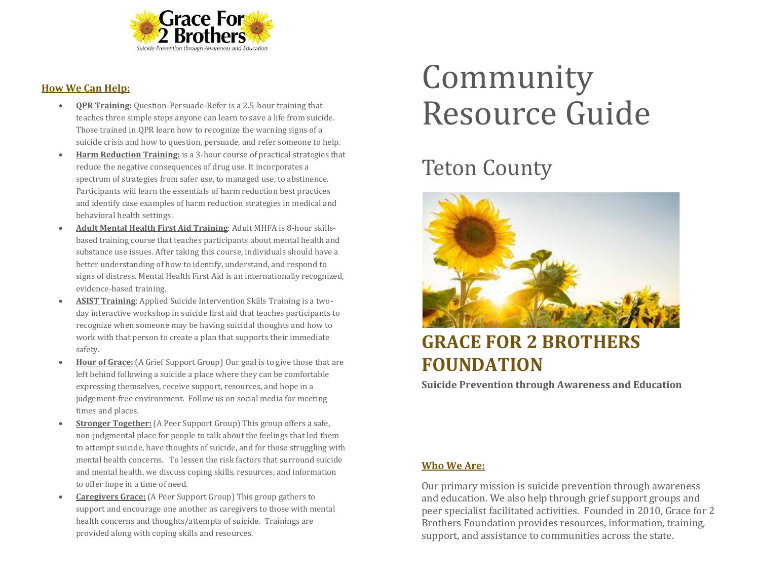# Community Resource Guide

## Teton County

## GRACE FOR 2 BROTHERS FOUNDATION

**Suicide Prevention through Awareness and Education**

### Who We Are:

Our primary mission is suicide prevention through awareness and education. We also help through grief support groups and peer specialist facilitated activities. Founded in 2010, Grace for 2 Brothers Foundation provides resources, information, training, support, and assistance to communities across the state.

### How We Can Help:

- **QPR Training:** Question-Persuade-Refer is a 2.5-hour training that teaches three simple steps anyone can learn to save a life from suicide. Those trained in QPR learn how to recognize the warning signs of a suicide crisis and how to question, persuade, and refer someone to help.
- **Harm Reduction Training:** is a 3-hour course of practical strategies that reduce the negative consequences of drug use. It incorporates a spectrum of strategies from safer use, to managed use, to abstinence. Participants will learn the essentials of harm reduction best practices and identify case examples of harm reduction strategies in medical and behavioral health settings.
- **Adult Mental Health First Aid Training**: Adult MHFA is 8-hour skills-based training course that teaches participants about mental health and substance use issues. After taking this course, individuals should have a better understanding of how to identify, understand, and respond to signs of distress. Mental Health First Aid is an internationally recognized, evidence-based training.
- **ASIST Training**: Applied Suicide Intervention Skills Training is a two-day interactive workshop in suicide first aid that teaches participants to recognize when someone may be having suicidal thoughts and how to work with that person to create a plan that supports their immediate safety.
- **Hour of Grace:** (A Grief Support Group) Our goal is to give those that are left behind following a suicide a place where they can be comfortable expressing themselves, receive support, resources, and hope in a judgement-free environment. Follow us on social media for meeting times and places.
- **Stronger Together:** (A Peer Support Group) This group offers a safe, non-judgmental place for people to talk about the feelings that led them to attempt suicide, have thoughts of suicide, and for those struggling with mental health concerns. To lessen the risk factors that surround suicide and mental health, we discuss coping skills, resources, and information to offer hope in a time of need.
- **Caregivers Grace:** (A Peer Support Group) This group gathers to support and encourage one another as caregivers to those with mental health concerns and thoughts/attempts of suicide. Trainings are provided along with coping skills and resources.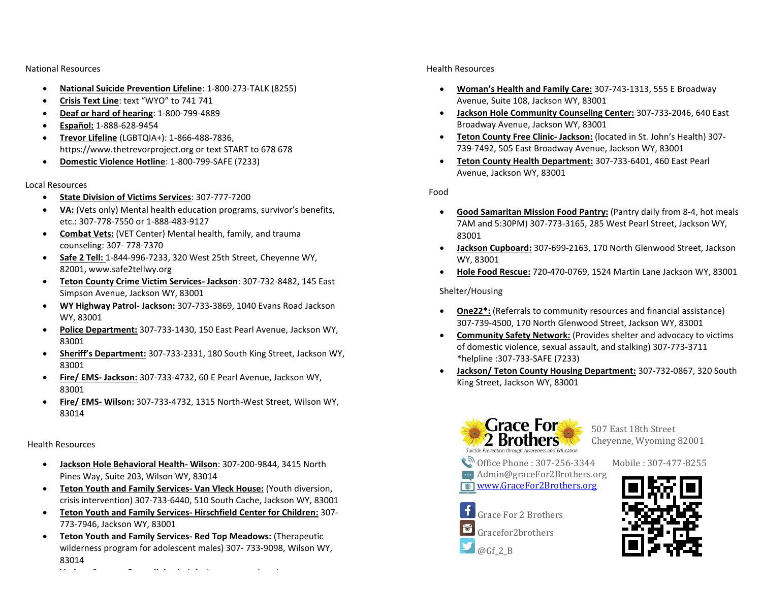National Resources

- **National Suicide Prevention Lifeline**: 1-800-273-TALK (8255)
- **Crisis Text Line**: text "WYO" to 741 741
- **Deaf or hard of hearing**: 1-800-799-4889
- **Español:** 1-888-628-9454
- **Trevor Lifeline** (LGBTQIA+): 1-866-488-7836, https://www.thetrevorproject.org or text START to 678 678
- **Domestic Violence Hotline**: 1-800-799-SAFE (7233)

Local Resources

- **State Division of Victims Services**: 307-777-7200
- **VA:** (Vets only) Mental health education programs, survivor's benefits, etc.: 307-778-7550 or 1-888-483-9127
- **Combat Vets:** (VET Center) Mental health, family, and trauma counseling: 307- 778-7370
- **Safe 2 Tell:** 1-844-996-7233, 320 West 25th Street, Cheyenne WY, 82001, www.safe2tellwy.org
- **Teton County Crime Victim Services- Jackson**: 307-732-8482, 145 East Simpson Avenue, Jackson WY, 83001
- **WY Highway Patrol- Jackson:** 307-733-3869, 1040 Evans Road Jackson WY, 83001
- **Police Department:** 307-733-1430, 150 East Pearl Avenue, Jackson WY, 83001
- **Sheriff's Department:** 307-733-2331, 180 South King Street, Jackson WY, 83001
- **Fire/ EMS- Jackson:** 307-733-4732, 60 E Pearl Avenue, Jackson WY, 83001
- **Fire/ EMS- Wilson:** 307-733-4732, 1315 North-West Street, Wilson WY, 83014

Health Resources

- **Jackson Hole Behavioral Health- Wilson**: 307-200-9844, 3415 North Pines Way, Suite 203, Wilson WY, 83014
- **Teton Youth and Family Services- Van Vleck House:** (Youth diversion, crisis intervention) 307-733-6440, 510 South Cache, Jackson WY, 83001
- **Teton Youth and Family Services- Hirschfield Center for Children:** 307-773-7946, Jackson WY, 83001
- **Teton Youth and Family Services- Red Top Meadows:** (Therapeutic wilderness program for adolescent males) 307- 733-9098, Wilson WY, 83014

Health Resources

- **Woman's Health and Family Care:** 307-743-1313, 555 E Broadway Avenue, Suite 108, Jackson WY, 83001
- **Jackson Hole Community Counseling Center:** 307-733-2046, 640 East Broadway Avenue, Jackson WY, 83001
- **Teton County Free Clinic- Jackson:** (located in St. John's Health) 307-739-7492, 505 East Broadway Avenue, Jackson WY, 83001
- **Teton County Health Department:** 307-733-6401, 460 East Pearl Avenue, Jackson WY, 83001

Food

- **Good Samaritan Mission Food Pantry:** (Pantry daily from 8-4, hot meals 7AM and 5:30PM) 307-773-3165, 285 West Pearl Street, Jackson WY, 83001
- **Jackson Cupboard:** 307-699-2163, 170 North Glenwood Street, Jackson WY, 83001
- **Hole Food Rescue:** 720-470-0769, 1524 Martin Lane Jackson WY, 83001

Shelter/Housing

- **One22*:** (Referrals to community resources and financial assistance) 307-739-4500, 170 North Glenwood Street, Jackson WY, 83001
- **Community Safety Network:** (Provides shelter and advocacy to victims of domestic violence, sexual assault, and stalking) 307-773-3711 *helpline :307-733-SAFE (7233)
- **Jackson/ Teton County Housing Department:** 307-732-0867, 320 South King Street, Jackson WY, 83001

Grace For 2 Brothers
Suicide Prevention through Awareness and Education

507 East 18th Street
Cheyenne, Wyoming 82001

Office Phone : 307-256-3344 Mobile : 307-477-8255
Admin@graceFor2Brothers.org
www.GraceFor2Brothers.org

Grace For 2 Brothers
Gracefor2brothers
@Gf_2_B